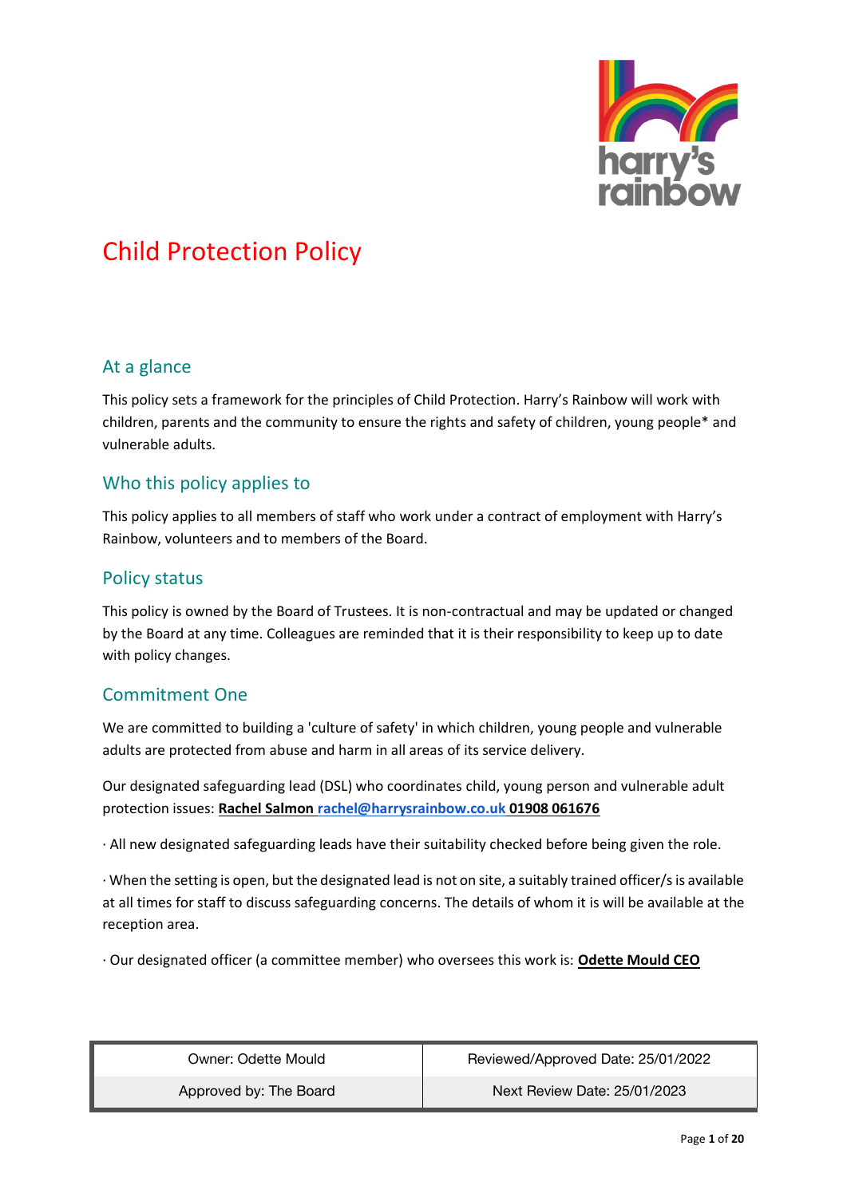# Child Protection Policy

## At a glance

This policy sets a framework for the principles of Child Protection. Harry's Rainbow will work with children, parents and the community to ensure the rights and safety of children, young people* and vulnerable adults.

## Who this policy applies to

This policy applies to all members of staff who work under a contract of employment with Harry's Rainbow, volunteers and to members of the Board.

## Policy status

This policy is owned by the Board of Trustees. It is non-contractual and may be updated or changed by the Board at any time. Colleagues are reminded that it is their responsibility to keep up to date with policy changes.

## Commitment One

We are committed to building a 'culture of safety' in which children, young people and vulnerable adults are protected from abuse and harm in all areas of its service delivery.

Our designated safeguarding lead (DSL) who coordinates child, young person and vulnerable adult protection issues: **Rachel Salmon rachel@harrysrainbow.co.uk 01908 061676**

· All new designated safeguarding leads have their suitability checked before being given the role.

· When the setting is open, but the designated lead is not on site, a suitably trained officer/s is available at all times for staff to discuss safeguarding concerns. The details of whom it is will be available at the reception area.

· Our designated officer (a committee member) who oversees this work is: **Odette Mould CEO**

| Owner: Odette Mould | Reviewed/Approved Date: 25/01/2022 |
| --- | --- |
| Approved by: The Board | Next Review Date: 25/01/2023 |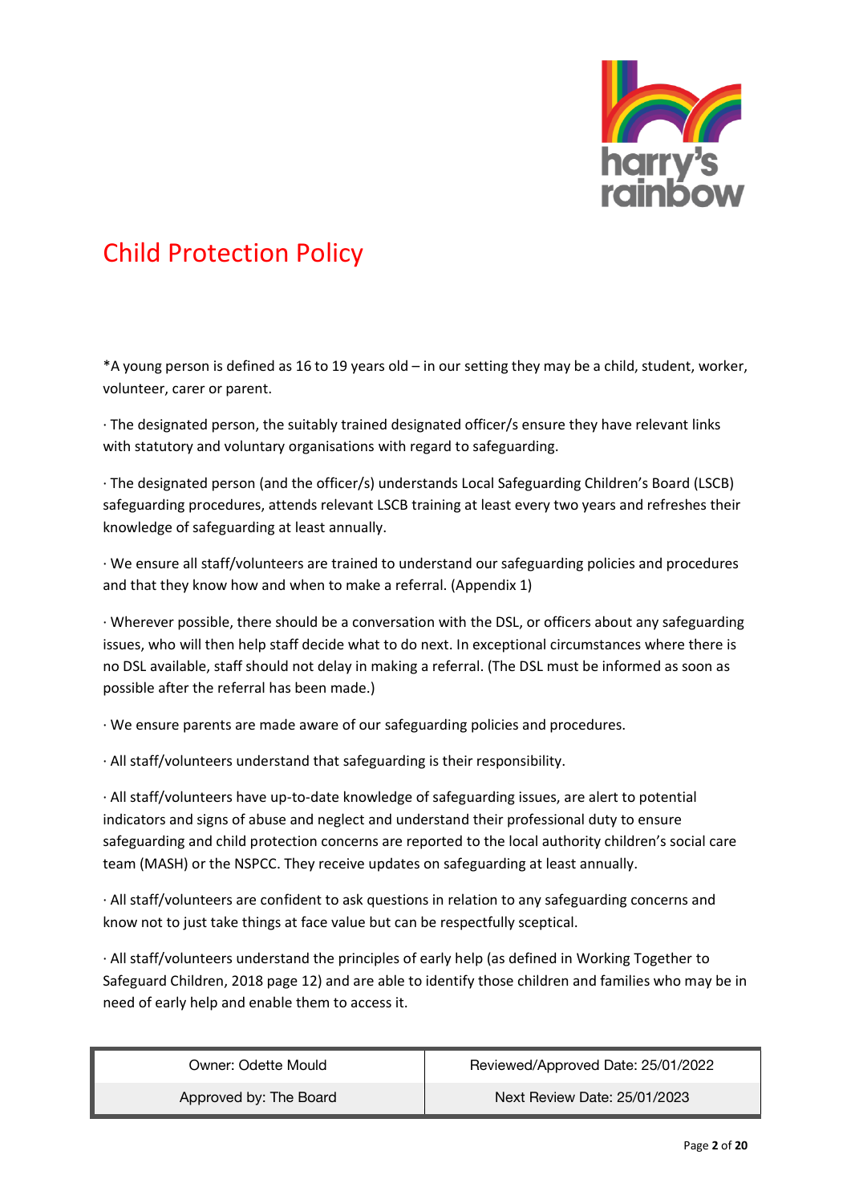# Child Protection Policy

*A young person is defined as 16 to 19 years old – in our setting they may be a child, student, worker, volunteer, carer or parent.

· The designated person, the suitably trained designated officer/s ensure they have relevant links with statutory and voluntary organisations with regard to safeguarding.

· The designated person (and the officer/s) understands Local Safeguarding Children's Board (LSCB) safeguarding procedures, attends relevant LSCB training at least every two years and refreshes their knowledge of safeguarding at least annually.

· We ensure all staff/volunteers are trained to understand our safeguarding policies and procedures and that they know how and when to make a referral. (Appendix 1)

· Wherever possible, there should be a conversation with the DSL, or officers about any safeguarding issues, who will then help staff decide what to do next. In exceptional circumstances where there is no DSL available, staff should not delay in making a referral. (The DSL must be informed as soon as possible after the referral has been made.)

· We ensure parents are made aware of our safeguarding policies and procedures.

· All staff/volunteers understand that safeguarding is their responsibility.

· All staff/volunteers have up-to-date knowledge of safeguarding issues, are alert to potential indicators and signs of abuse and neglect and understand their professional duty to ensure safeguarding and child protection concerns are reported to the local authority children's social care team (MASH) or the NSPCC. They receive updates on safeguarding at least annually.

· All staff/volunteers are confident to ask questions in relation to any safeguarding concerns and know not to just take things at face value but can be respectfully sceptical.

· All staff/volunteers understand the principles of early help (as defined in Working Together to Safeguard Children, 2018 page 12) and are able to identify those children and families who may be in need of early help and enable them to access it.

| Owner: Odette Mould | Reviewed/Approved Date: 25/01/2022 |
|---|---|
| Approved by: The Board | Next Review Date: 25/01/2023 |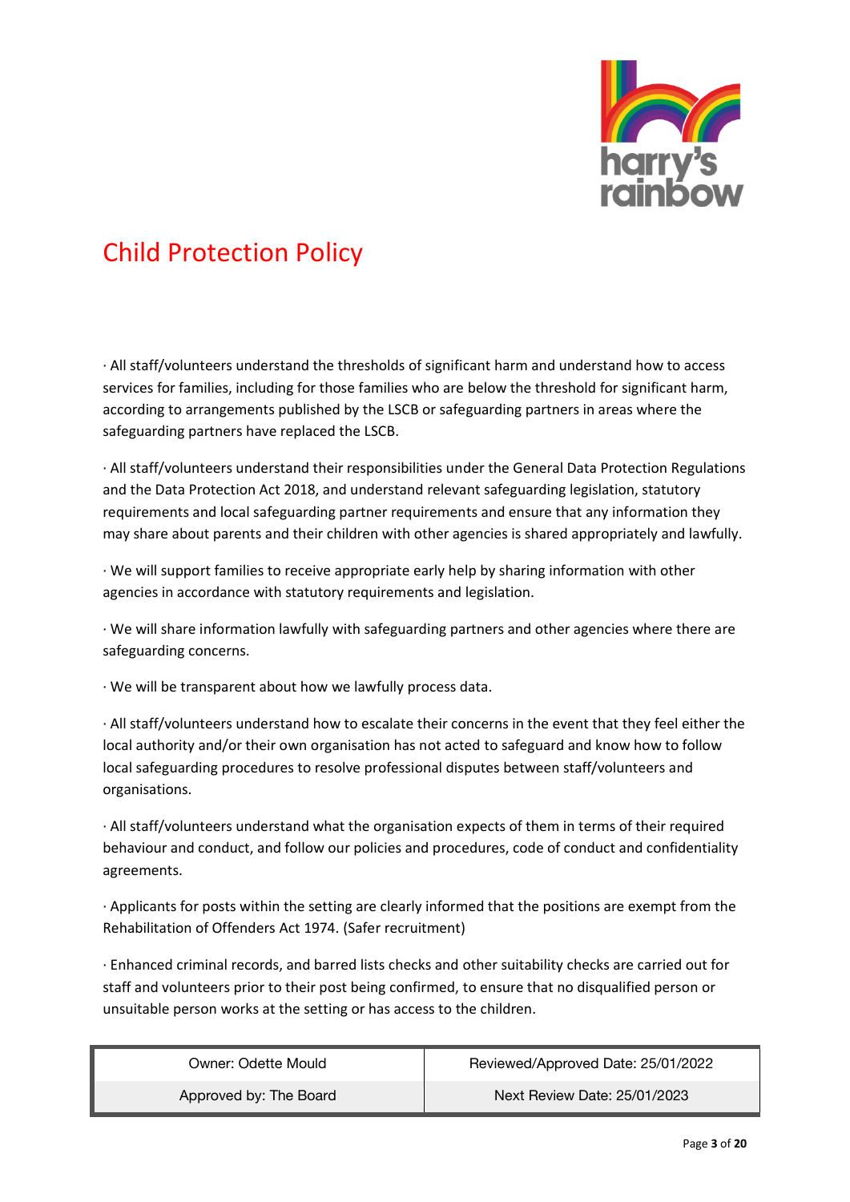· All staff/volunteers understand the thresholds of significant harm and understand how to access services for families, including for those families who are below the threshold for significant harm, according to arrangements published by the LSCB or safeguarding partners in areas where the safeguarding partners have replaced the LSCB.

· All staff/volunteers understand their responsibilities under the General Data Protection Regulations and the Data Protection Act 2018, and understand relevant safeguarding legislation, statutory requirements and local safeguarding partner requirements and ensure that any information they may share about parents and their children with other agencies is shared appropriately and lawfully.

· We will support families to receive appropriate early help by sharing information with other agencies in accordance with statutory requirements and legislation.

· We will share information lawfully with safeguarding partners and other agencies where there are safeguarding concerns.

· We will be transparent about how we lawfully process data.

· All staff/volunteers understand how to escalate their concerns in the event that they feel either the local authority and/or their own organisation has not acted to safeguard and know how to follow local safeguarding procedures to resolve professional disputes between staff/volunteers and organisations.

· All staff/volunteers understand what the organisation expects of them in terms of their required behaviour and conduct, and follow our policies and procedures, code of conduct and confidentiality agreements.

· Applicants for posts within the setting are clearly informed that the positions are exempt from the Rehabilitation of Offenders Act 1974. (Safer recruitment)

· Enhanced criminal records, and barred lists checks and other suitability checks are carried out for staff and volunteers prior to their post being confirmed, to ensure that no disqualified person or unsuitable person works at the setting or has access to the children.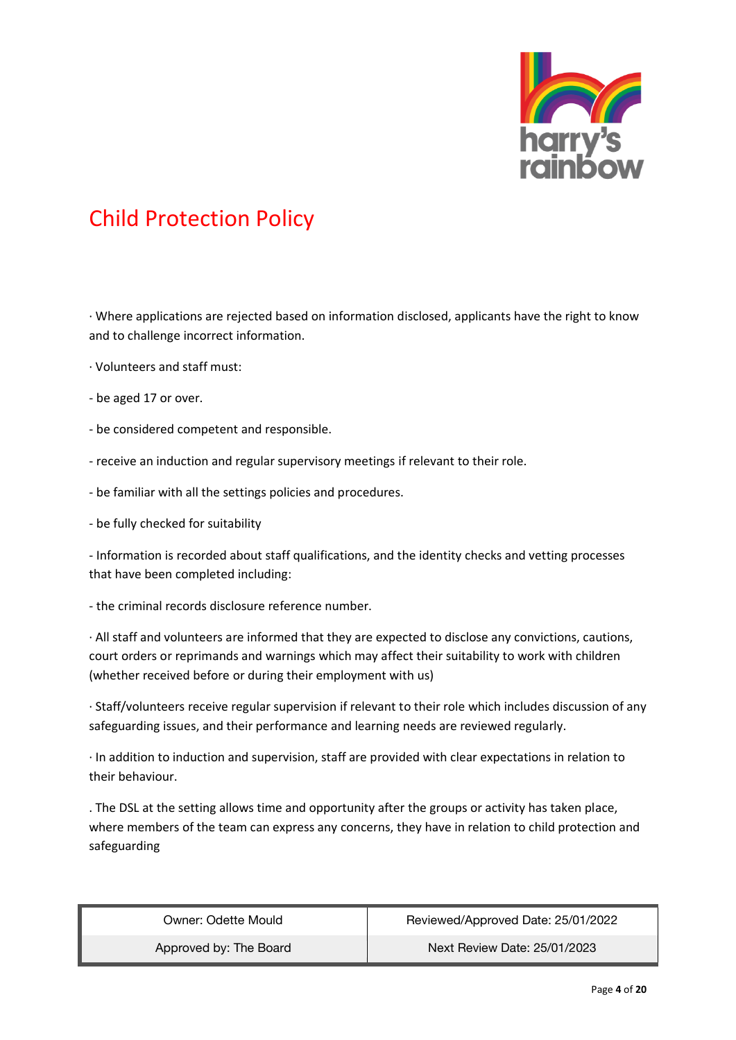· Where applications are rejected based on information disclosed, applicants have the right to know and to challenge incorrect information.

· Volunteers and staff must:

- be aged 17 or over.

- be considered competent and responsible.

- receive an induction and regular supervisory meetings if relevant to their role.

- be familiar with all the settings policies and procedures.

- be fully checked for suitability

- Information is recorded about staff qualifications, and the identity checks and vetting processes that have been completed including:

- the criminal records disclosure reference number.

· All staff and volunteers are informed that they are expected to disclose any convictions, cautions, court orders or reprimands and warnings which may affect their suitability to work with children (whether received before or during their employment with us)

· Staff/volunteers receive regular supervision if relevant to their role which includes discussion of any safeguarding issues, and their performance and learning needs are reviewed regularly.

· In addition to induction and supervision, staff are provided with clear expectations in relation to their behaviour.

. The DSL at the setting allows time and opportunity after the groups or activity has taken place, where members of the team can express any concerns, they have in relation to child protection and safeguarding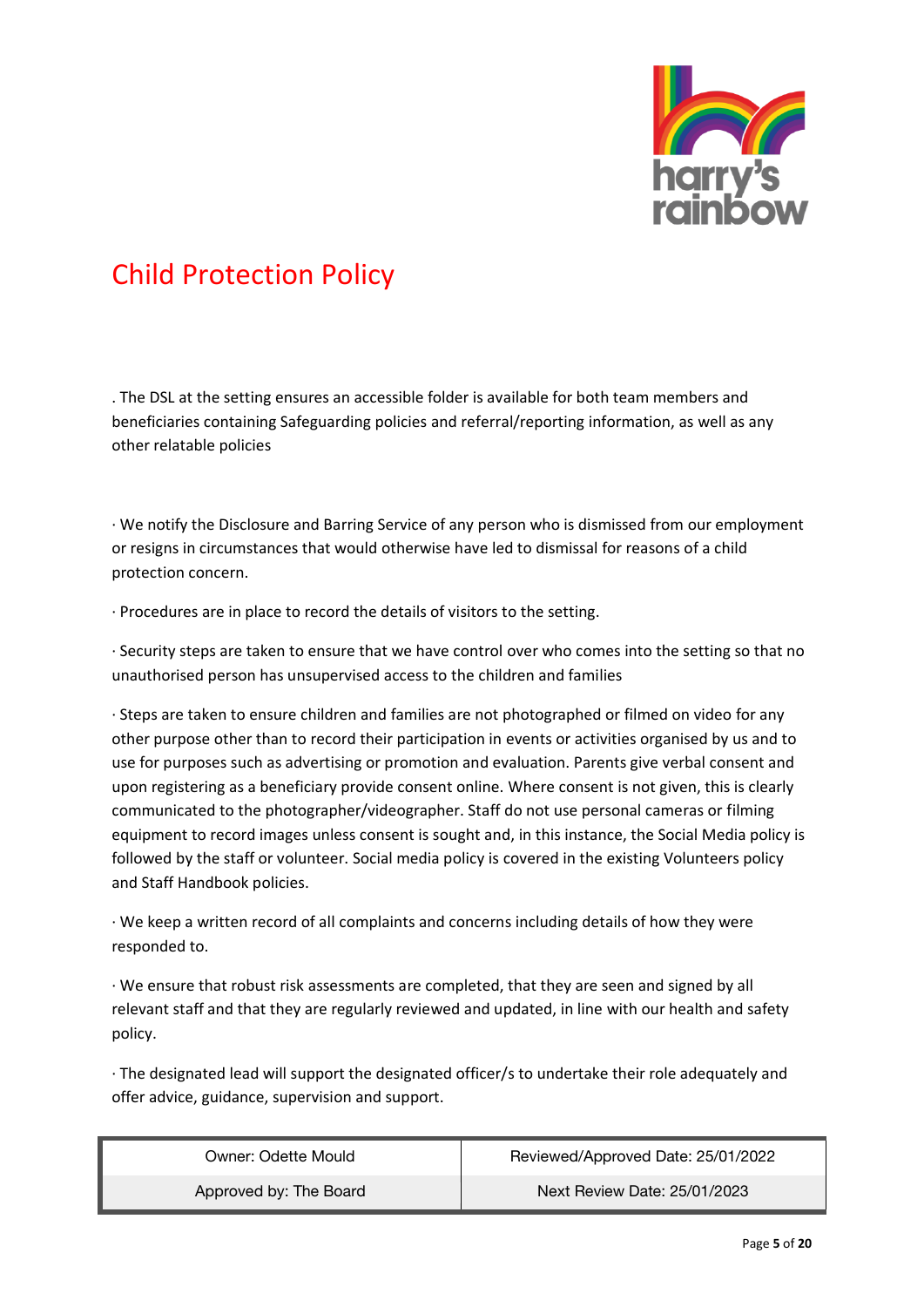# Child Protection Policy

. The DSL at the setting ensures an accessible folder is available for both team members and beneficiaries containing Safeguarding policies and referral/reporting information, as well as any other relatable policies

· We notify the Disclosure and Barring Service of any person who is dismissed from our employment or resigns in circumstances that would otherwise have led to dismissal for reasons of a child protection concern.

· Procedures are in place to record the details of visitors to the setting.

· Security steps are taken to ensure that we have control over who comes into the setting so that no unauthorised person has unsupervised access to the children and families

· Steps are taken to ensure children and families are not photographed or filmed on video for any other purpose other than to record their participation in events or activities organised by us and to use for purposes such as advertising or promotion and evaluation. Parents give verbal consent and upon registering as a beneficiary provide consent online. Where consent is not given, this is clearly communicated to the photographer/videographer. Staff do not use personal cameras or filming equipment to record images unless consent is sought and, in this instance, the Social Media policy is followed by the staff or volunteer. Social media policy is covered in the existing Volunteers policy and Staff Handbook policies.

· We keep a written record of all complaints and concerns including details of how they were responded to.

· We ensure that robust risk assessments are completed, that they are seen and signed by all relevant staff and that they are regularly reviewed and updated, in line with our health and safety policy.

· The designated lead will support the designated officer/s to undertake their role adequately and offer advice, guidance, supervision and support.

| Owner: Odette Mould | Reviewed/Approved Date: 25/01/2022 |
|---|---|
| Approved by: The Board | Next Review Date: 25/01/2023 |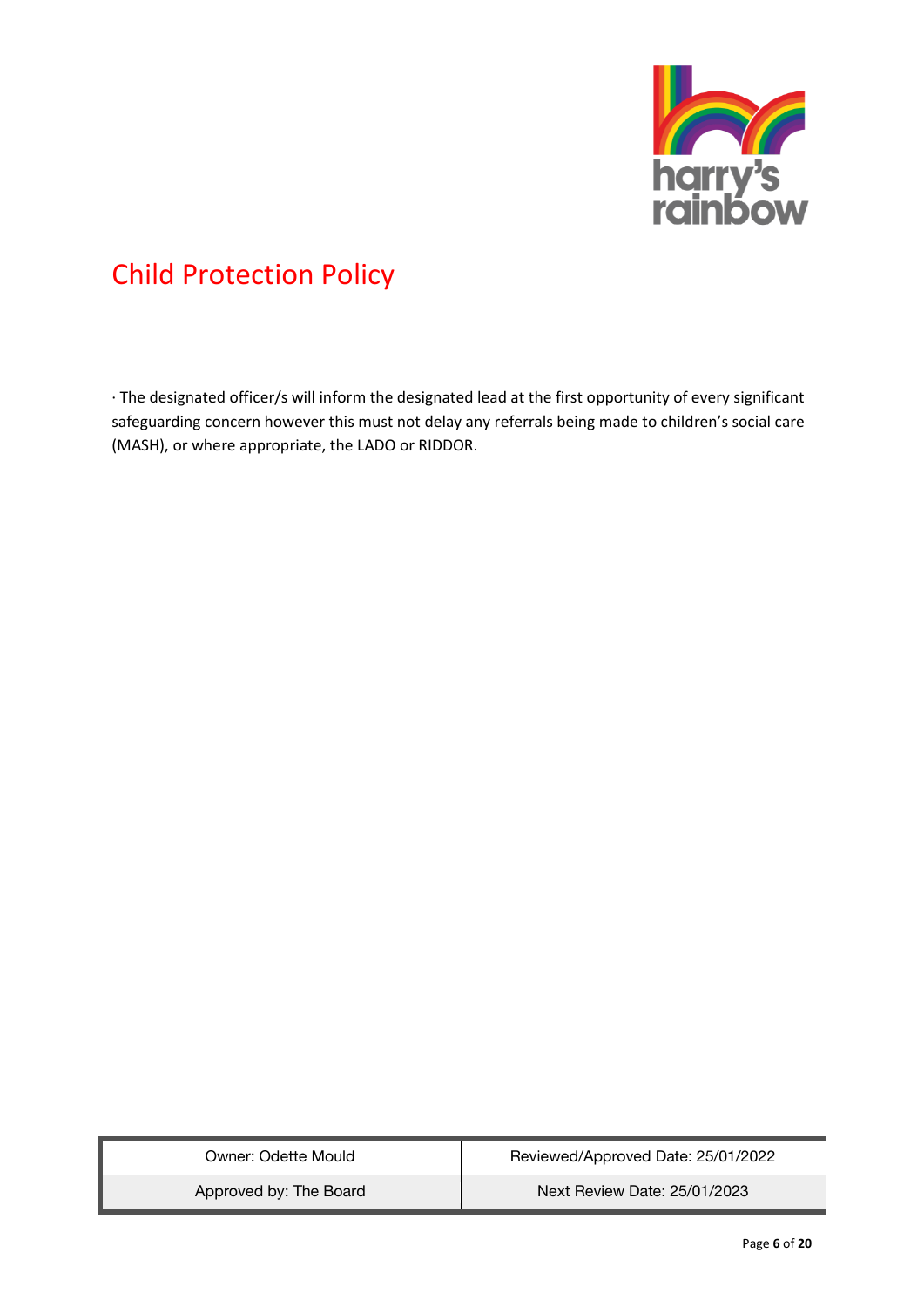# Child Protection Policy

· The designated officer/s will inform the designated lead at the first opportunity of every significant safeguarding concern however this must not delay any referrals being made to children's social care (MASH), or where appropriate, the LADO or RIDDOR.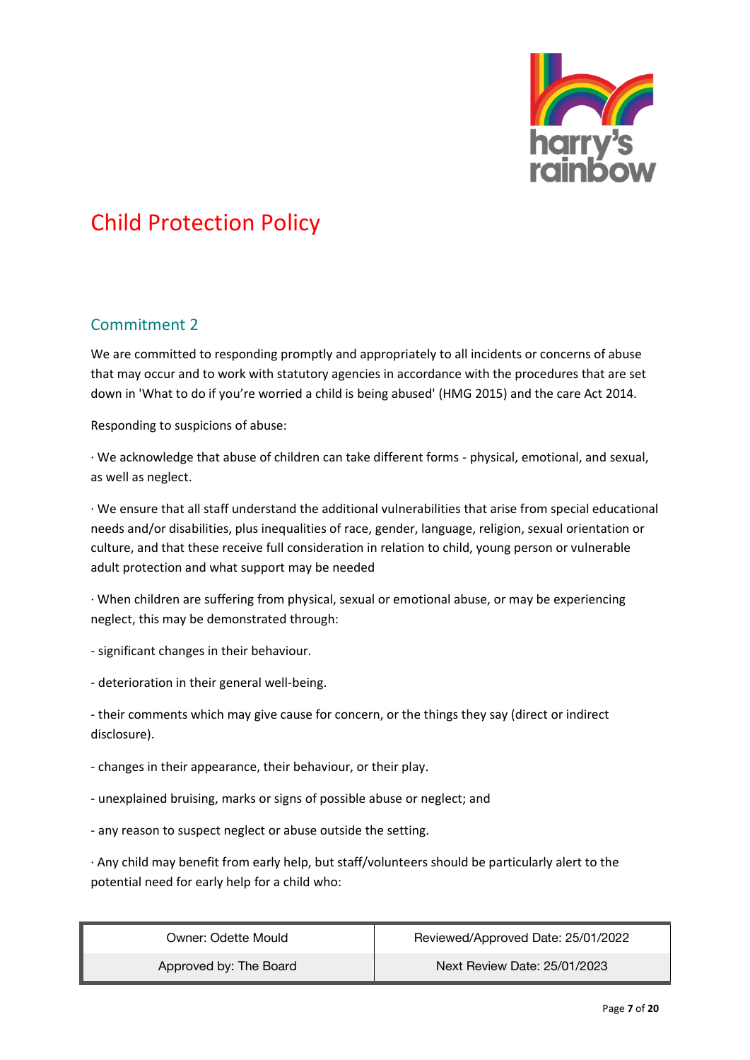# Child Protection Policy

## Commitment 2

We are committed to responding promptly and appropriately to all incidents or concerns of abuse that may occur and to work with statutory agencies in accordance with the procedures that are set down in 'What to do if you're worried a child is being abused' (HMG 2015) and the care Act 2014.

Responding to suspicions of abuse:

· We acknowledge that abuse of children can take different forms - physical, emotional, and sexual, as well as neglect.

· We ensure that all staff understand the additional vulnerabilities that arise from special educational needs and/or disabilities, plus inequalities of race, gender, language, religion, sexual orientation or culture, and that these receive full consideration in relation to child, young person or vulnerable adult protection and what support may be needed

· When children are suffering from physical, sexual or emotional abuse, or may be experiencing neglect, this may be demonstrated through:

- significant changes in their behaviour.
- deterioration in their general well-being.
- their comments which may give cause for concern, or the things they say (direct or indirect disclosure).
- changes in their appearance, their behaviour, or their play.
- unexplained bruising, marks or signs of possible abuse or neglect; and
- any reason to suspect neglect or abuse outside the setting.

· Any child may benefit from early help, but staff/volunteers should be particularly alert to the potential need for early help for a child who: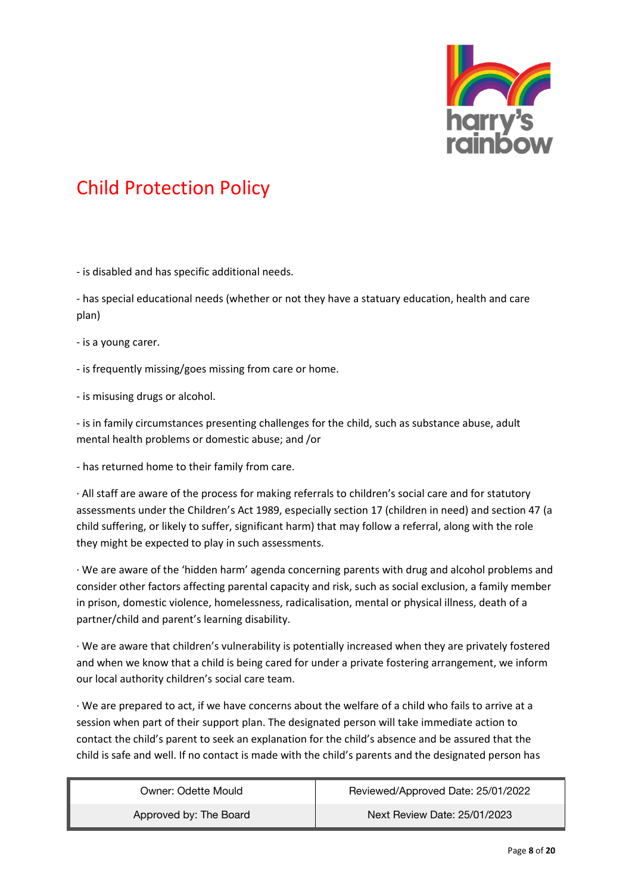- is disabled and has specific additional needs.

- has special educational needs (whether or not they have a statuary education, health and care plan)

- is a young carer.

- is frequently missing/goes missing from care or home.

- is misusing drugs or alcohol.

- is in family circumstances presenting challenges for the child, such as substance abuse, adult mental health problems or domestic abuse; and /or

- has returned home to their family from care.

· All staff are aware of the process for making referrals to children's social care and for statutory assessments under the Children's Act 1989, especially section 17 (children in need) and section 47 (a child suffering, or likely to suffer, significant harm) that may follow a referral, along with the role they might be expected to play in such assessments.

· We are aware of the 'hidden harm' agenda concerning parents with drug and alcohol problems and consider other factors affecting parental capacity and risk, such as social exclusion, a family member in prison, domestic violence, homelessness, radicalisation, mental or physical illness, death of a partner/child and parent's learning disability.

· We are aware that children's vulnerability is potentially increased when they are privately fostered and when we know that a child is being cared for under a private fostering arrangement, we inform our local authority children's social care team.

· We are prepared to act, if we have concerns about the welfare of a child who fails to arrive at a session when part of their support plan. The designated person will take immediate action to contact the child's parent to seek an explanation for the child's absence and be assured that the child is safe and well. If no contact is made with the child's parents and the designated person has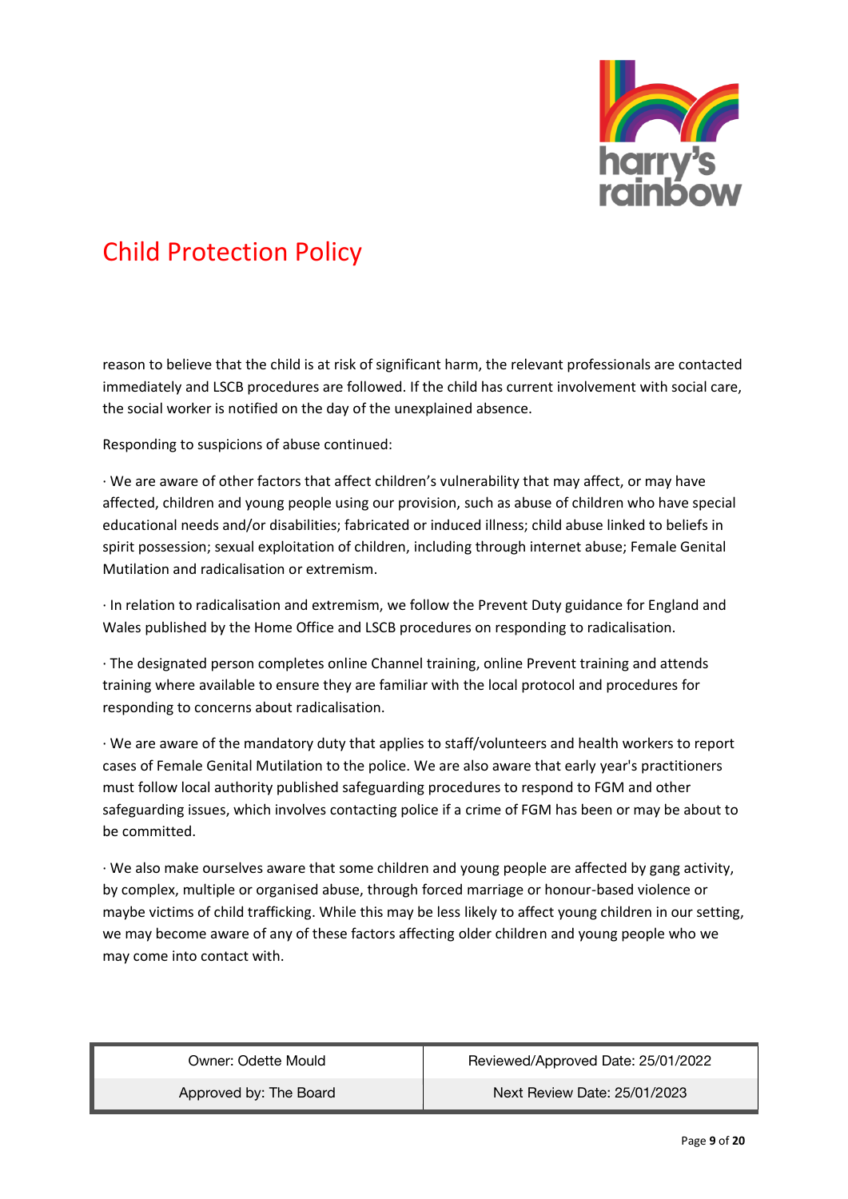# Child Protection Policy

reason to believe that the child is at risk of significant harm, the relevant professionals are contacted immediately and LSCB procedures are followed. If the child has current involvement with social care, the social worker is notified on the day of the unexplained absence.

Responding to suspicions of abuse continued:

· We are aware of other factors that affect children's vulnerability that may affect, or may have affected, children and young people using our provision, such as abuse of children who have special educational needs and/or disabilities; fabricated or induced illness; child abuse linked to beliefs in spirit possession; sexual exploitation of children, including through internet abuse; Female Genital Mutilation and radicalisation or extremism.

· In relation to radicalisation and extremism, we follow the Prevent Duty guidance for England and Wales published by the Home Office and LSCB procedures on responding to radicalisation.

· The designated person completes online Channel training, online Prevent training and attends training where available to ensure they are familiar with the local protocol and procedures for responding to concerns about radicalisation.

· We are aware of the mandatory duty that applies to staff/volunteers and health workers to report cases of Female Genital Mutilation to the police. We are also aware that early year's practitioners must follow local authority published safeguarding procedures to respond to FGM and other safeguarding issues, which involves contacting police if a crime of FGM has been or may be about to be committed.

· We also make ourselves aware that some children and young people are affected by gang activity, by complex, multiple or organised abuse, through forced marriage or honour-based violence or maybe victims of child trafficking. While this may be less likely to affect young children in our setting, we may become aware of any of these factors affecting older children and young people who we may come into contact with.

| Owner: Odette Mould | Reviewed/Approved Date: 25/01/2022 |
| --- | --- |
| Approved by: The Board | Next Review Date: 25/01/2023 |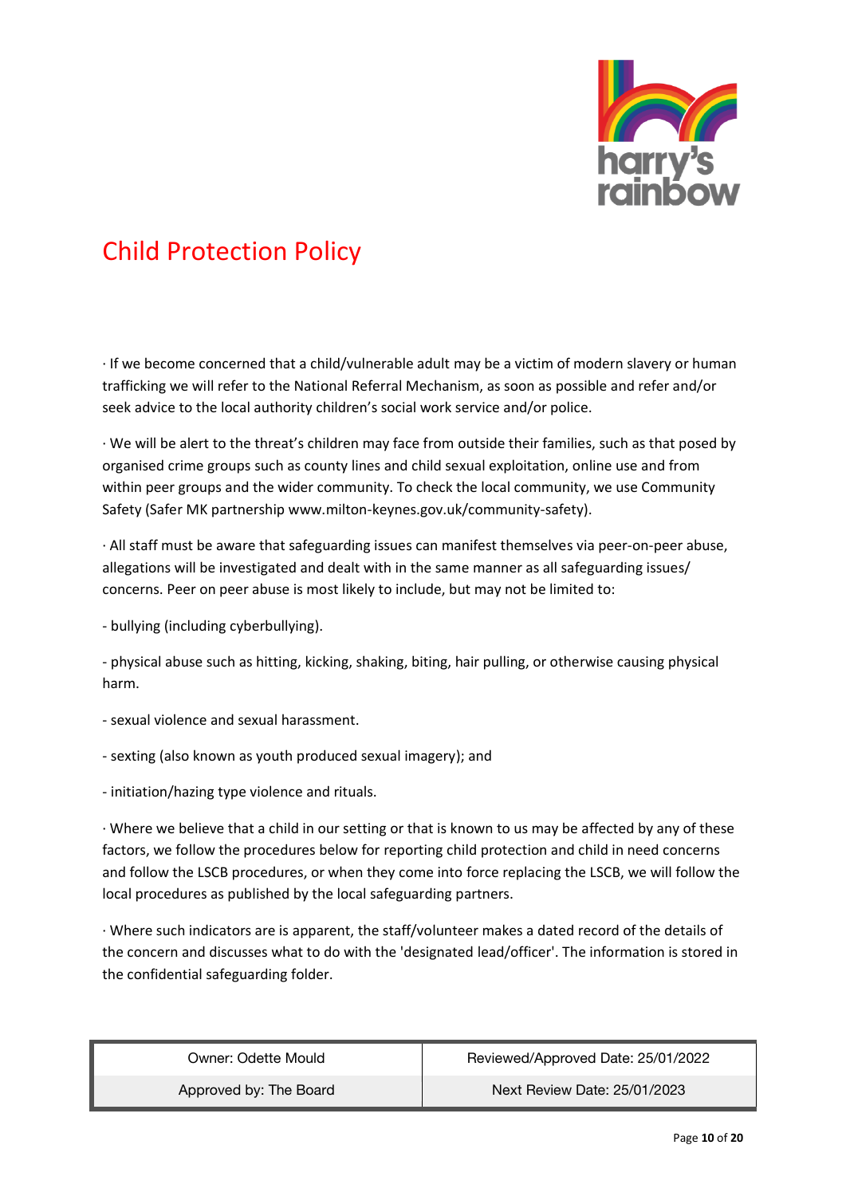· If we become concerned that a child/vulnerable adult may be a victim of modern slavery or human trafficking we will refer to the National Referral Mechanism, as soon as possible and refer and/or seek advice to the local authority children's social work service and/or police.

· We will be alert to the threat's children may face from outside their families, such as that posed by organised crime groups such as county lines and child sexual exploitation, online use and from within peer groups and the wider community. To check the local community, we use Community Safety (Safer MK partnership www.milton-keynes.gov.uk/community-safety).

· All staff must be aware that safeguarding issues can manifest themselves via peer-on-peer abuse, allegations will be investigated and dealt with in the same manner as all safeguarding issues/ concerns. Peer on peer abuse is most likely to include, but may not be limited to:

- bullying (including cyberbullying).
- physical abuse such as hitting, kicking, shaking, biting, hair pulling, or otherwise causing physical harm.
- sexual violence and sexual harassment.
- sexting (also known as youth produced sexual imagery); and
- initiation/hazing type violence and rituals.

· Where we believe that a child in our setting or that is known to us may be affected by any of these factors, we follow the procedures below for reporting child protection and child in need concerns and follow the LSCB procedures, or when they come into force replacing the LSCB, we will follow the local procedures as published by the local safeguarding partners.

· Where such indicators are is apparent, the staff/volunteer makes a dated record of the details of the concern and discusses what to do with the 'designated lead/officer'. The information is stored in the confidential safeguarding folder.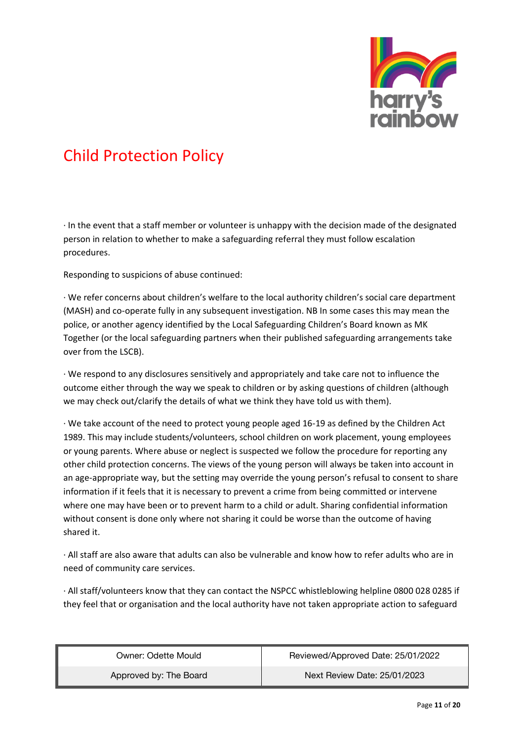# Child Protection Policy

· In the event that a staff member or volunteer is unhappy with the decision made of the designated person in relation to whether to make a safeguarding referral they must follow escalation procedures.

Responding to suspicions of abuse continued:

· We refer concerns about children's welfare to the local authority children's social care department (MASH) and co-operate fully in any subsequent investigation. NB In some cases this may mean the police, or another agency identified by the Local Safeguarding Children's Board known as MK Together (or the local safeguarding partners when their published safeguarding arrangements take over from the LSCB).

· We respond to any disclosures sensitively and appropriately and take care not to influence the outcome either through the way we speak to children or by asking questions of children (although we may check out/clarify the details of what we think they have told us with them).

· We take account of the need to protect young people aged 16-19 as defined by the Children Act 1989. This may include students/volunteers, school children on work placement, young employees or young parents. Where abuse or neglect is suspected we follow the procedure for reporting any other child protection concerns. The views of the young person will always be taken into account in an age-appropriate way, but the setting may override the young person's refusal to consent to share information if it feels that it is necessary to prevent a crime from being committed or intervene where one may have been or to prevent harm to a child or adult. Sharing confidential information without consent is done only where not sharing it could be worse than the outcome of having shared it.

· All staff are also aware that adults can also be vulnerable and know how to refer adults who are in need of community care services.

· All staff/volunteers know that they can contact the NSPCC whistleblowing helpline 0800 028 0285 if they feel that or organisation and the local authority have not taken appropriate action to safeguard

| Owner: Odette Mould | Reviewed/Approved Date: 25/01/2022 |
| --- | --- |
| Approved by: The Board | Next Review Date: 25/01/2023 |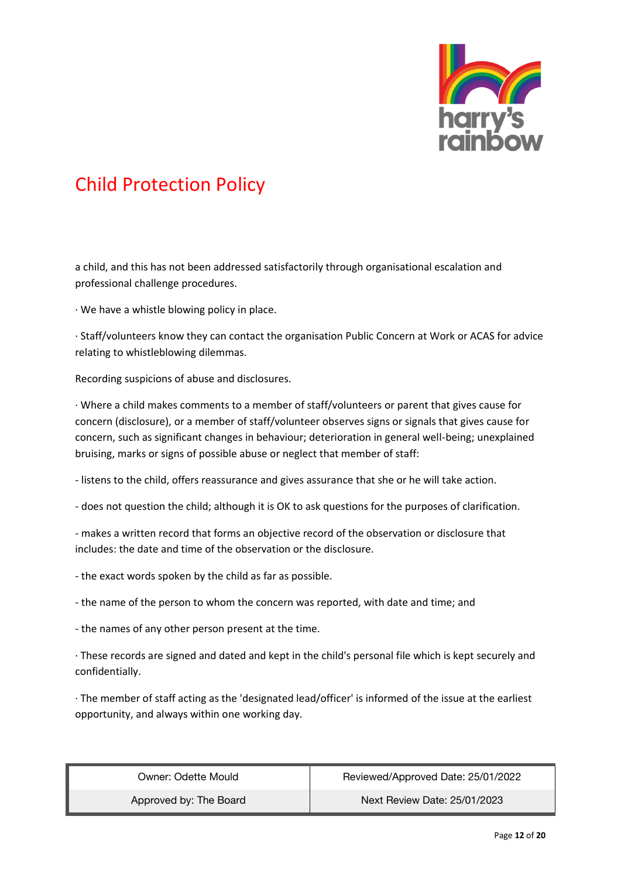a child, and this has not been addressed satisfactorily through organisational escalation and professional challenge procedures.

· We have a whistle blowing policy in place.

· Staff/volunteers know they can contact the organisation Public Concern at Work or ACAS for advice relating to whistleblowing dilemmas.

Recording suspicions of abuse and disclosures.

· Where a child makes comments to a member of staff/volunteers or parent that gives cause for concern (disclosure), or a member of staff/volunteer observes signs or signals that gives cause for concern, such as significant changes in behaviour; deterioration in general well-being; unexplained bruising, marks or signs of possible abuse or neglect that member of staff:

- listens to the child, offers reassurance and gives assurance that she or he will take action.

- does not question the child; although it is OK to ask questions for the purposes of clarification.

- makes a written record that forms an objective record of the observation or disclosure that includes: the date and time of the observation or the disclosure.

- the exact words spoken by the child as far as possible.

- the name of the person to whom the concern was reported, with date and time; and

- the names of any other person present at the time.

· These records are signed and dated and kept in the child's personal file which is kept securely and confidentially.

· The member of staff acting as the 'designated lead/officer' is informed of the issue at the earliest opportunity, and always within one working day.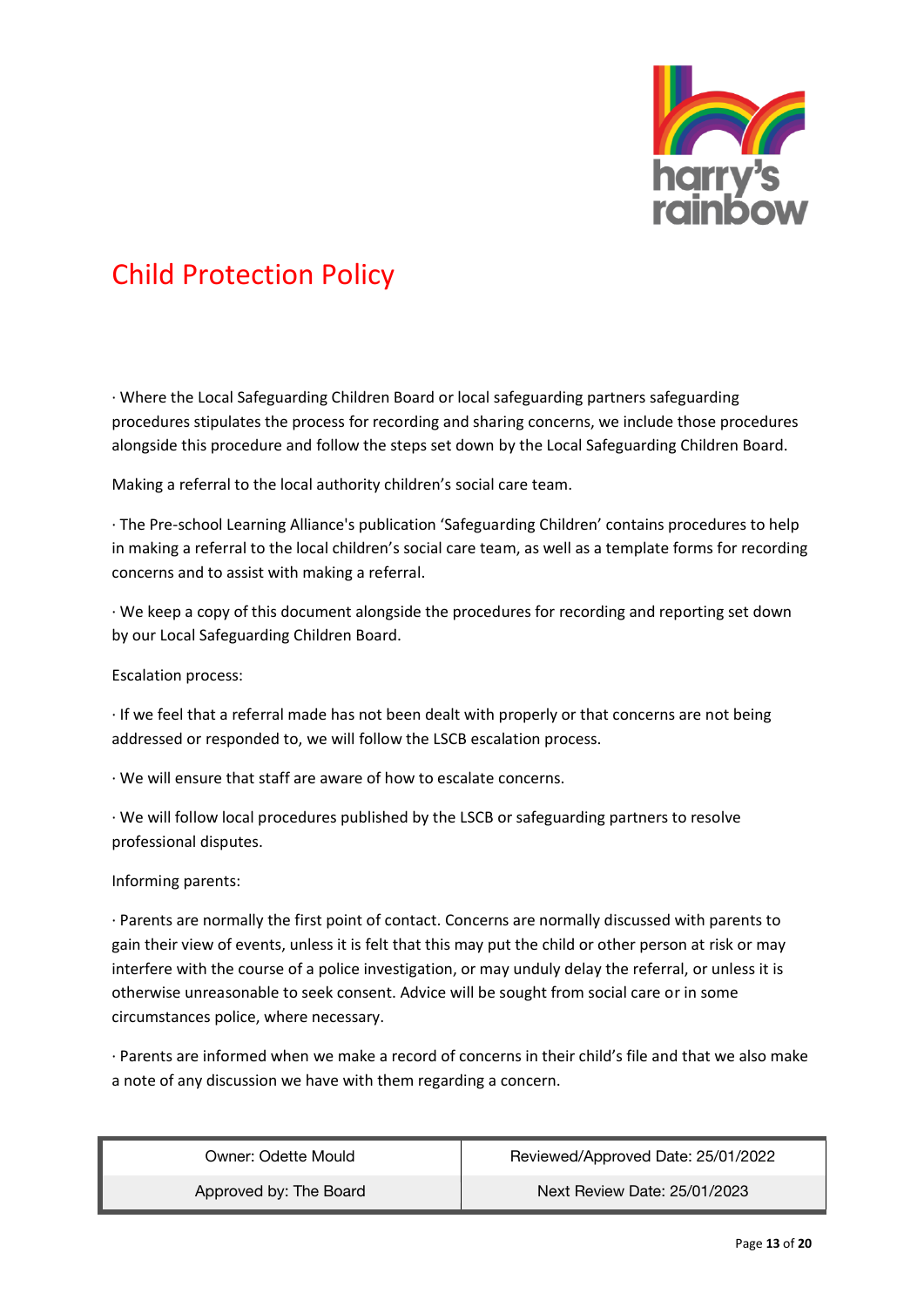# Child Protection Policy

· Where the Local Safeguarding Children Board or local safeguarding partners safeguarding procedures stipulates the process for recording and sharing concerns, we include those procedures alongside this procedure and follow the steps set down by the Local Safeguarding Children Board.

Making a referral to the local authority children's social care team.

· The Pre-school Learning Alliance's publication 'Safeguarding Children' contains procedures to help in making a referral to the local children's social care team, as well as a template forms for recording concerns and to assist with making a referral.

· We keep a copy of this document alongside the procedures for recording and reporting set down by our Local Safeguarding Children Board.

Escalation process:

· If we feel that a referral made has not been dealt with properly or that concerns are not being addressed or responded to, we will follow the LSCB escalation process.

· We will ensure that staff are aware of how to escalate concerns.

· We will follow local procedures published by the LSCB or safeguarding partners to resolve professional disputes.

Informing parents:

· Parents are normally the first point of contact. Concerns are normally discussed with parents to gain their view of events, unless it is felt that this may put the child or other person at risk or may interfere with the course of a police investigation, or may unduly delay the referral, or unless it is otherwise unreasonable to seek consent. Advice will be sought from social care or in some circumstances police, where necessary.

· Parents are informed when we make a record of concerns in their child's file and that we also make a note of any discussion we have with them regarding a concern.

| Owner: Odette Mould | Reviewed/Approved Date: 25/01/2022 |
| --- | --- |
| Approved by: The Board | Next Review Date: 25/01/2023 |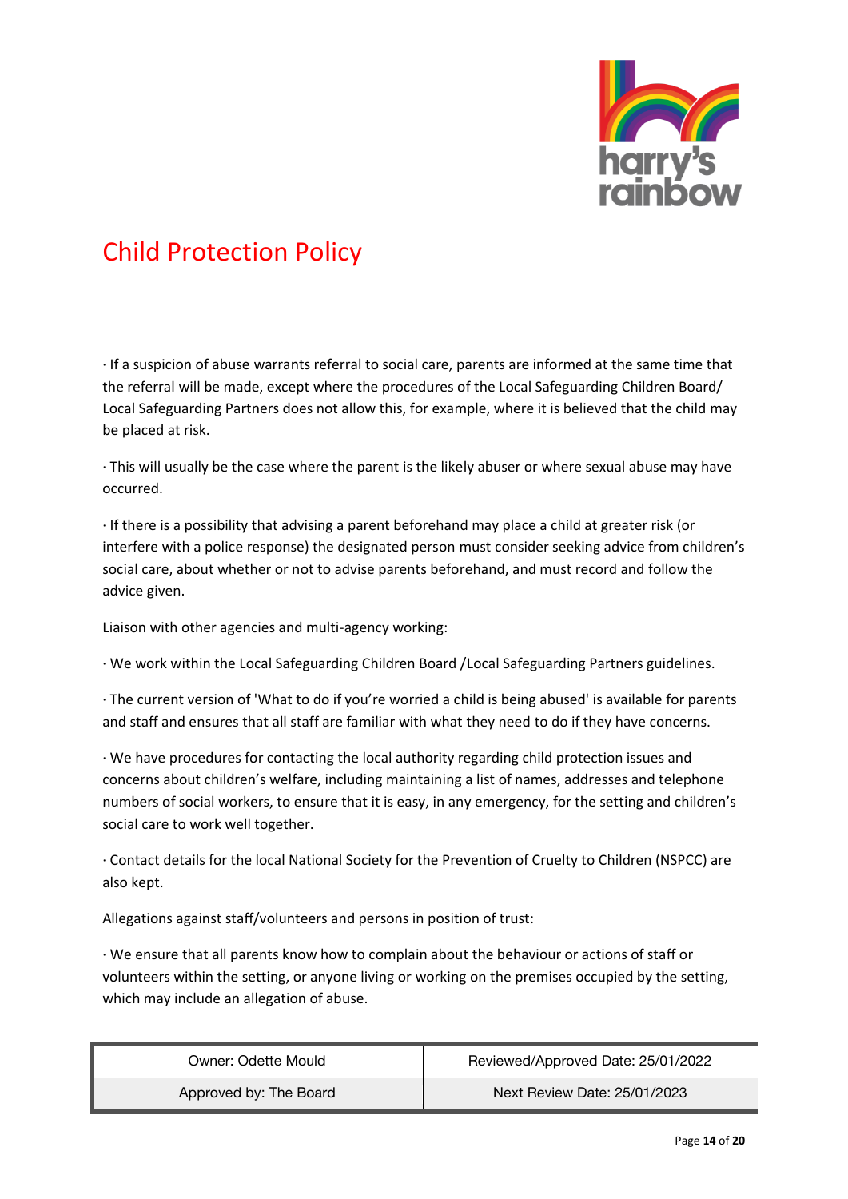# Child Protection Policy

· If a suspicion of abuse warrants referral to social care, parents are informed at the same time that the referral will be made, except where the procedures of the Local Safeguarding Children Board/ Local Safeguarding Partners does not allow this, for example, where it is believed that the child may be placed at risk.

· This will usually be the case where the parent is the likely abuser or where sexual abuse may have occurred.

· If there is a possibility that advising a parent beforehand may place a child at greater risk (or interfere with a police response) the designated person must consider seeking advice from children's social care, about whether or not to advise parents beforehand, and must record and follow the advice given.

Liaison with other agencies and multi-agency working:

· We work within the Local Safeguarding Children Board /Local Safeguarding Partners guidelines.

· The current version of 'What to do if you're worried a child is being abused' is available for parents and staff and ensures that all staff are familiar with what they need to do if they have concerns.

· We have procedures for contacting the local authority regarding child protection issues and concerns about children's welfare, including maintaining a list of names, addresses and telephone numbers of social workers, to ensure that it is easy, in any emergency, for the setting and children's social care to work well together.

· Contact details for the local National Society for the Prevention of Cruelty to Children (NSPCC) are also kept.

Allegations against staff/volunteers and persons in position of trust:

· We ensure that all parents know how to complain about the behaviour or actions of staff or volunteers within the setting, or anyone living or working on the premises occupied by the setting, which may include an allegation of abuse.

| Owner: Odette Mould | Reviewed/Approved Date: 25/01/2022 |
|---|---|
| Approved by: The Board | Next Review Date: 25/01/2023 |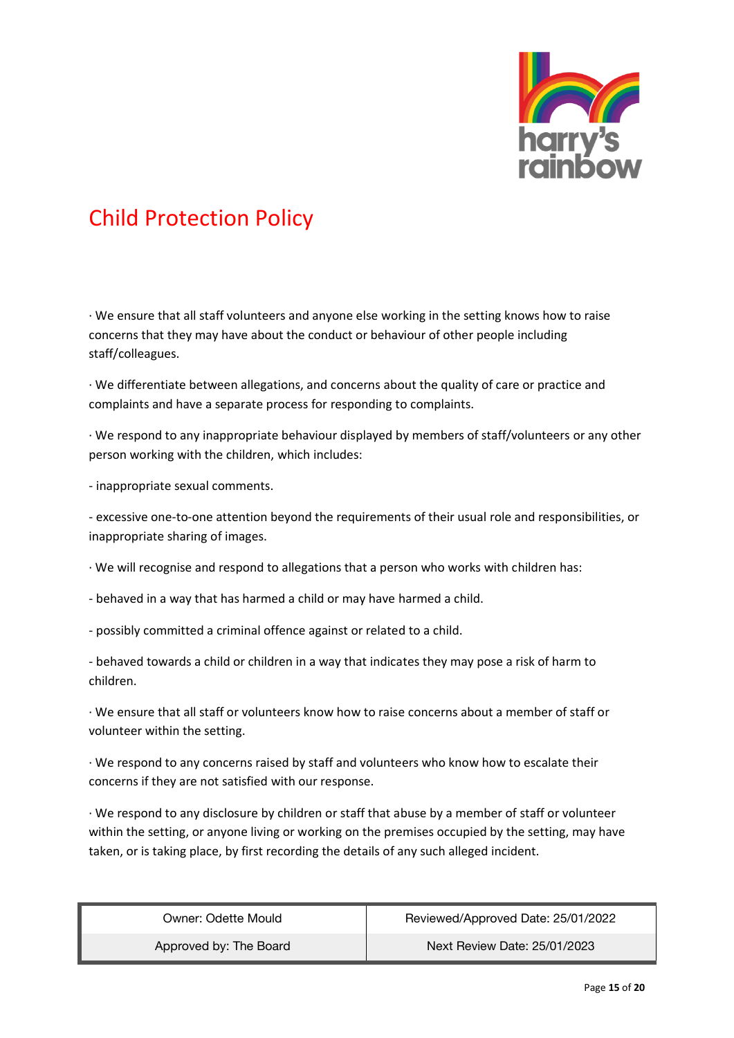# Child Protection Policy

· We ensure that all staff volunteers and anyone else working in the setting knows how to raise concerns that they may have about the conduct or behaviour of other people including staff/colleagues.

· We differentiate between allegations, and concerns about the quality of care or practice and complaints and have a separate process for responding to complaints.

· We respond to any inappropriate behaviour displayed by members of staff/volunteers or any other person working with the children, which includes:

- inappropriate sexual comments.

- excessive one-to-one attention beyond the requirements of their usual role and responsibilities, or inappropriate sharing of images.

· We will recognise and respond to allegations that a person who works with children has:

- behaved in a way that has harmed a child or may have harmed a child.

- possibly committed a criminal offence against or related to a child.

- behaved towards a child or children in a way that indicates they may pose a risk of harm to children.

· We ensure that all staff or volunteers know how to raise concerns about a member of staff or volunteer within the setting.

· We respond to any concerns raised by staff and volunteers who know how to escalate their concerns if they are not satisfied with our response.

· We respond to any disclosure by children or staff that abuse by a member of staff or volunteer within the setting, or anyone living or working on the premises occupied by the setting, may have taken, or is taking place, by first recording the details of any such alleged incident.

| Owner: Odette Mould | Reviewed/Approved Date: 25/01/2022 |
|---|---|
| Approved by: The Board | Next Review Date: 25/01/2023 |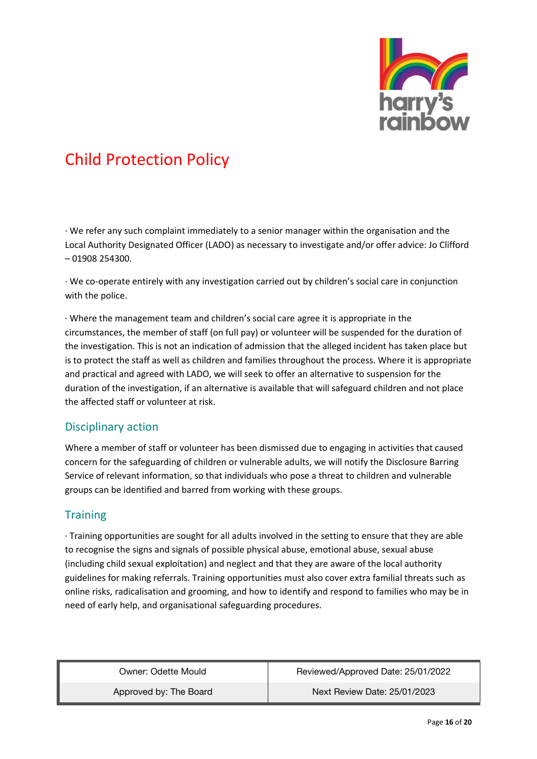· We refer any such complaint immediately to a senior manager within the organisation and the Local Authority Designated Officer (LADO) as necessary to investigate and/or offer advice: Jo Clifford – 01908 254300.

· We co-operate entirely with any investigation carried out by children's social care in conjunction with the police.

· Where the management team and children's social care agree it is appropriate in the circumstances, the member of staff (on full pay) or volunteer will be suspended for the duration of the investigation. This is not an indication of admission that the alleged incident has taken place but is to protect the staff as well as children and families throughout the process. Where it is appropriate and practical and agreed with LADO, we will seek to offer an alternative to suspension for the duration of the investigation, if an alternative is available that will safeguard children and not place the affected staff or volunteer at risk.

## Disciplinary action

Where a member of staff or volunteer has been dismissed due to engaging in activities that caused concern for the safeguarding of children or vulnerable adults, we will notify the Disclosure Barring Service of relevant information, so that individuals who pose a threat to children and vulnerable groups can be identified and barred from working with these groups.

## Training

· Training opportunities are sought for all adults involved in the setting to ensure that they are able to recognise the signs and signals of possible physical abuse, emotional abuse, sexual abuse (including child sexual exploitation) and neglect and that they are aware of the local authority guidelines for making referrals. Training opportunities must also cover extra familial threats such as online risks, radicalisation and grooming, and how to identify and respond to families who may be in need of early help, and organisational safeguarding procedures.

| Owner: Odette Mould | Reviewed/Approved Date: 25/01/2022 |
| --- | --- |
| Approved by: The Board | Next Review Date: 25/01/2023 |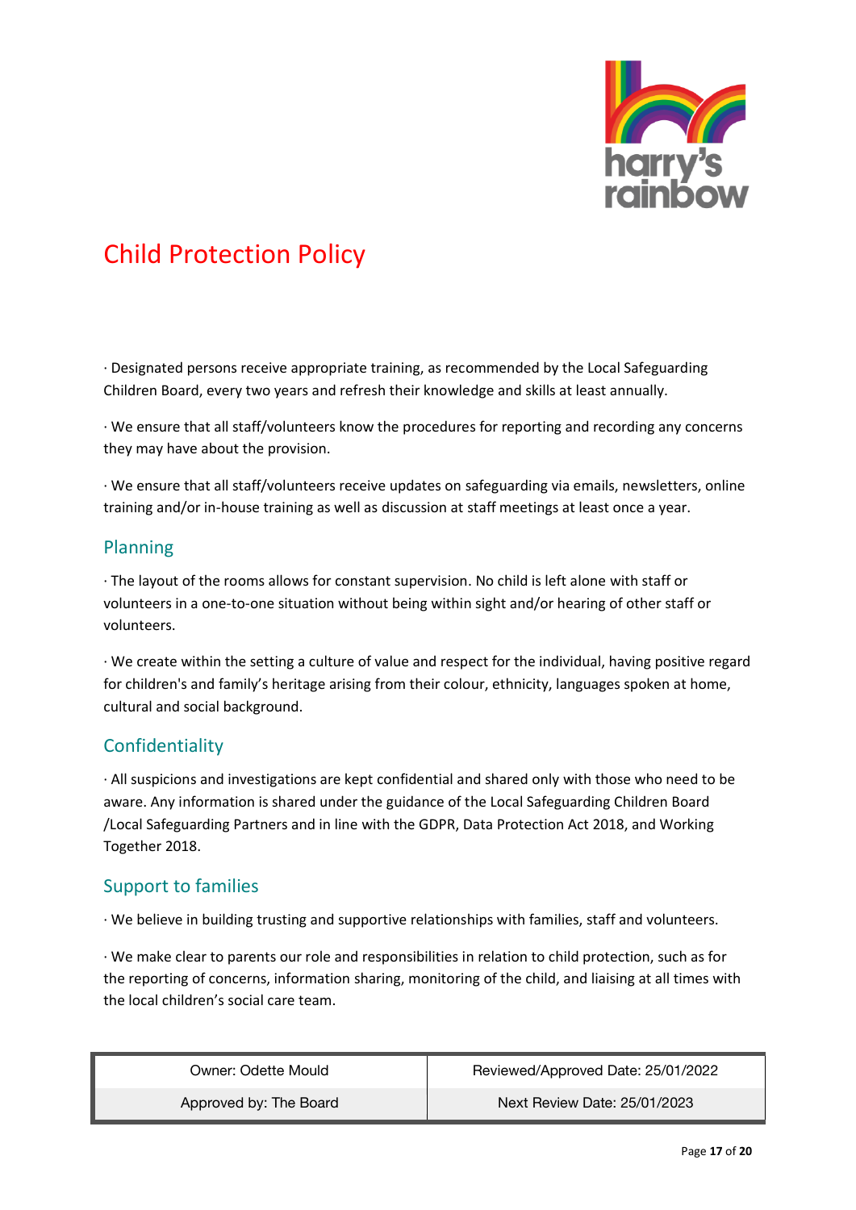# Child Protection Policy

· Designated persons receive appropriate training, as recommended by the Local Safeguarding Children Board, every two years and refresh their knowledge and skills at least annually.

· We ensure that all staff/volunteers know the procedures for reporting and recording any concerns they may have about the provision.

· We ensure that all staff/volunteers receive updates on safeguarding via emails, newsletters, online training and/or in-house training as well as discussion at staff meetings at least once a year.

## Planning

· The layout of the rooms allows for constant supervision. No child is left alone with staff or volunteers in a one-to-one situation without being within sight and/or hearing of other staff or volunteers.

· We create within the setting a culture of value and respect for the individual, having positive regard for children's and family's heritage arising from their colour, ethnicity, languages spoken at home, cultural and social background.

## Confidentiality

· All suspicions and investigations are kept confidential and shared only with those who need to be aware. Any information is shared under the guidance of the Local Safeguarding Children Board /Local Safeguarding Partners and in line with the GDPR, Data Protection Act 2018, and Working Together 2018.

## Support to families

· We believe in building trusting and supportive relationships with families, staff and volunteers.

· We make clear to parents our role and responsibilities in relation to child protection, such as for the reporting of concerns, information sharing, monitoring of the child, and liaising at all times with the local children's social care team.

| Owner: Odette Mould | Reviewed/Approved Date: 25/01/2022 |
|---|---|
| Approved by: The Board | Next Review Date: 25/01/2023 |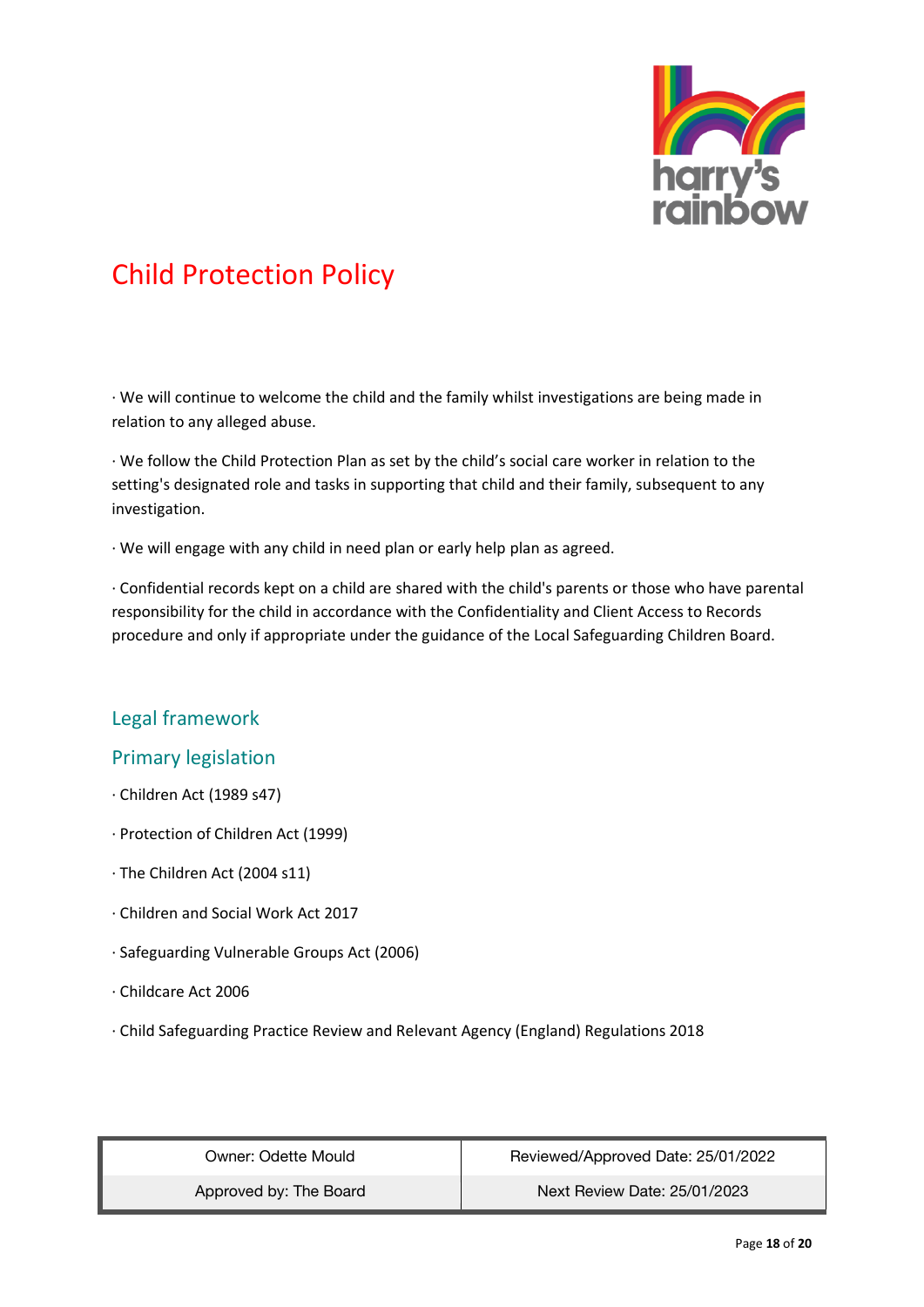# Child Protection Policy

· We will continue to welcome the child and the family whilst investigations are being made in relation to any alleged abuse.

· We follow the Child Protection Plan as set by the child's social care worker in relation to the setting's designated role and tasks in supporting that child and their family, subsequent to any investigation.

· We will engage with any child in need plan or early help plan as agreed.

· Confidential records kept on a child are shared with the child's parents or those who have parental responsibility for the child in accordance with the Confidentiality and Client Access to Records procedure and only if appropriate under the guidance of the Local Safeguarding Children Board.

## Legal framework

## Primary legislation

· Children Act (1989 s47)

· Protection of Children Act (1999)

· The Children Act (2004 s11)

· Children and Social Work Act 2017

· Safeguarding Vulnerable Groups Act (2006)

· Childcare Act 2006

· Child Safeguarding Practice Review and Relevant Agency (England) Regulations 2018

| Owner: Odette Mould | Reviewed/Approved Date: 25/01/2022 |
| --- | --- |
| Approved by: The Board | Next Review Date: 25/01/2023 |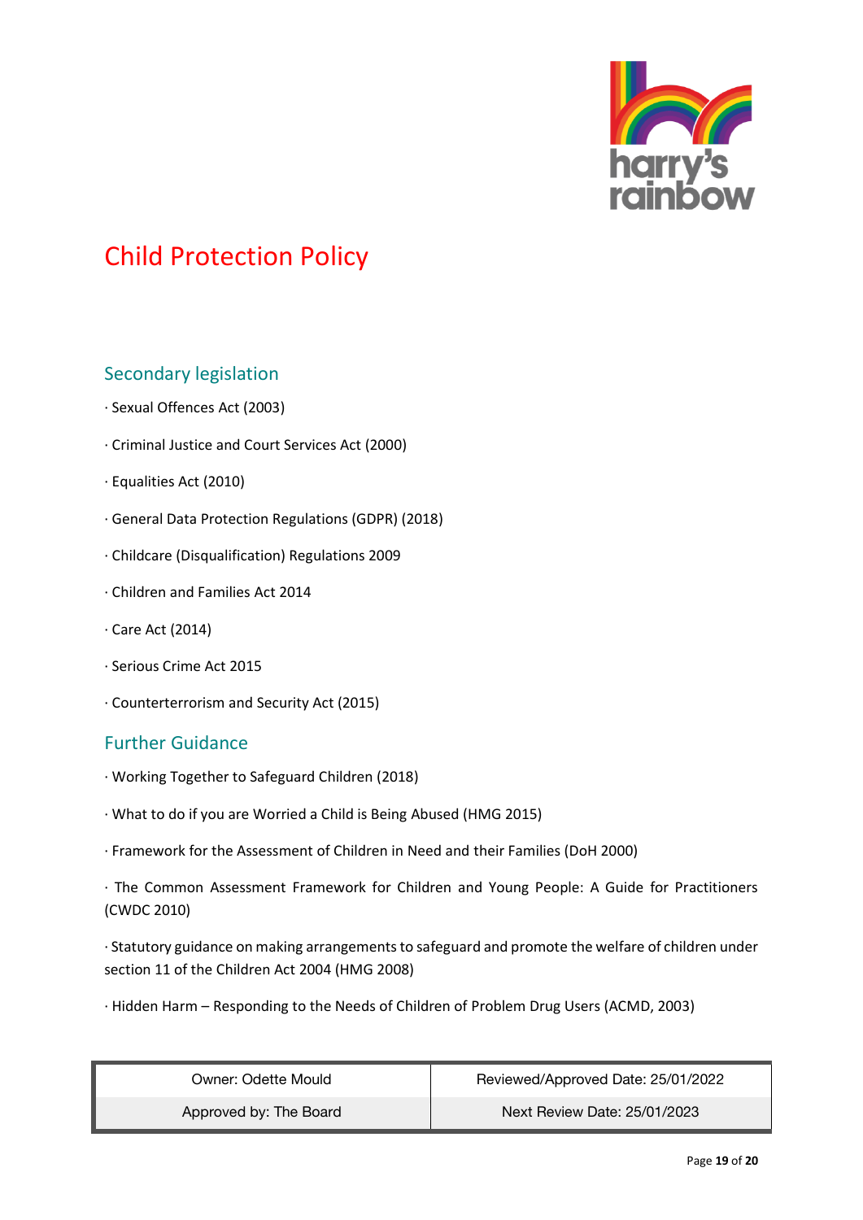# Child Protection Policy

## Secondary legislation

· Sexual Offences Act (2003)

· Criminal Justice and Court Services Act (2000)

· Equalities Act (2010)

· General Data Protection Regulations (GDPR) (2018)

· Childcare (Disqualification) Regulations 2009

· Children and Families Act 2014

· Care Act (2014)

· Serious Crime Act 2015

· Counterterrorism and Security Act (2015)

## Further Guidance

· Working Together to Safeguard Children (2018)

· What to do if you are Worried a Child is Being Abused (HMG 2015)

· Framework for the Assessment of Children in Need and their Families (DoH 2000)

· The Common Assessment Framework for Children and Young People: A Guide for Practitioners (CWDC 2010)

· Statutory guidance on making arrangements to safeguard and promote the welfare of children under section 11 of the Children Act 2004 (HMG 2008)

· Hidden Harm – Responding to the Needs of Children of Problem Drug Users (ACMD, 2003)

| Owner: Odette Mould | Reviewed/Approved Date: 25/01/2022 |
|---|---|
| Approved by: The Board | Next Review Date: 25/01/2023 |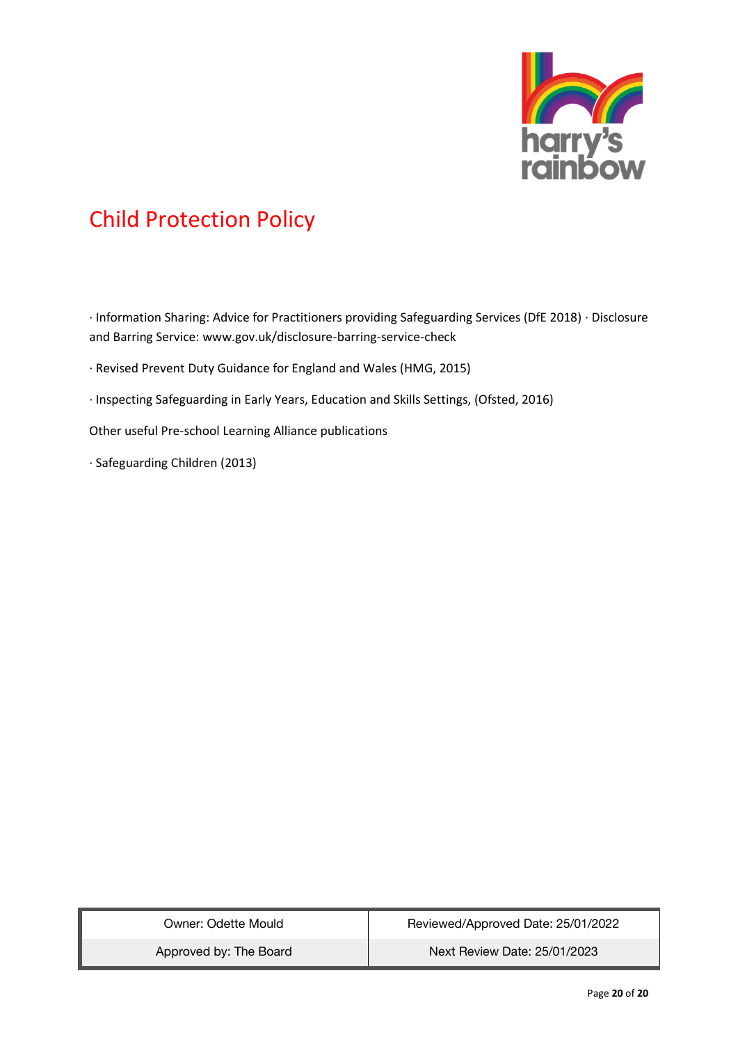# Child Protection Policy

· Information Sharing: Advice for Practitioners providing Safeguarding Services (DfE 2018) · Disclosure and Barring Service: www.gov.uk/disclosure-barring-service-check

· Revised Prevent Duty Guidance for England and Wales (HMG, 2015)

· Inspecting Safeguarding in Early Years, Education and Skills Settings, (Ofsted, 2016)

Other useful Pre-school Learning Alliance publications

· Safeguarding Children (2013)

| | |
|---|---|
| Owner: Odette Mould | Reviewed/Approved Date: 25/01/2022 |
| Approved by: The Board | Next Review Date: 25/01/2023 |